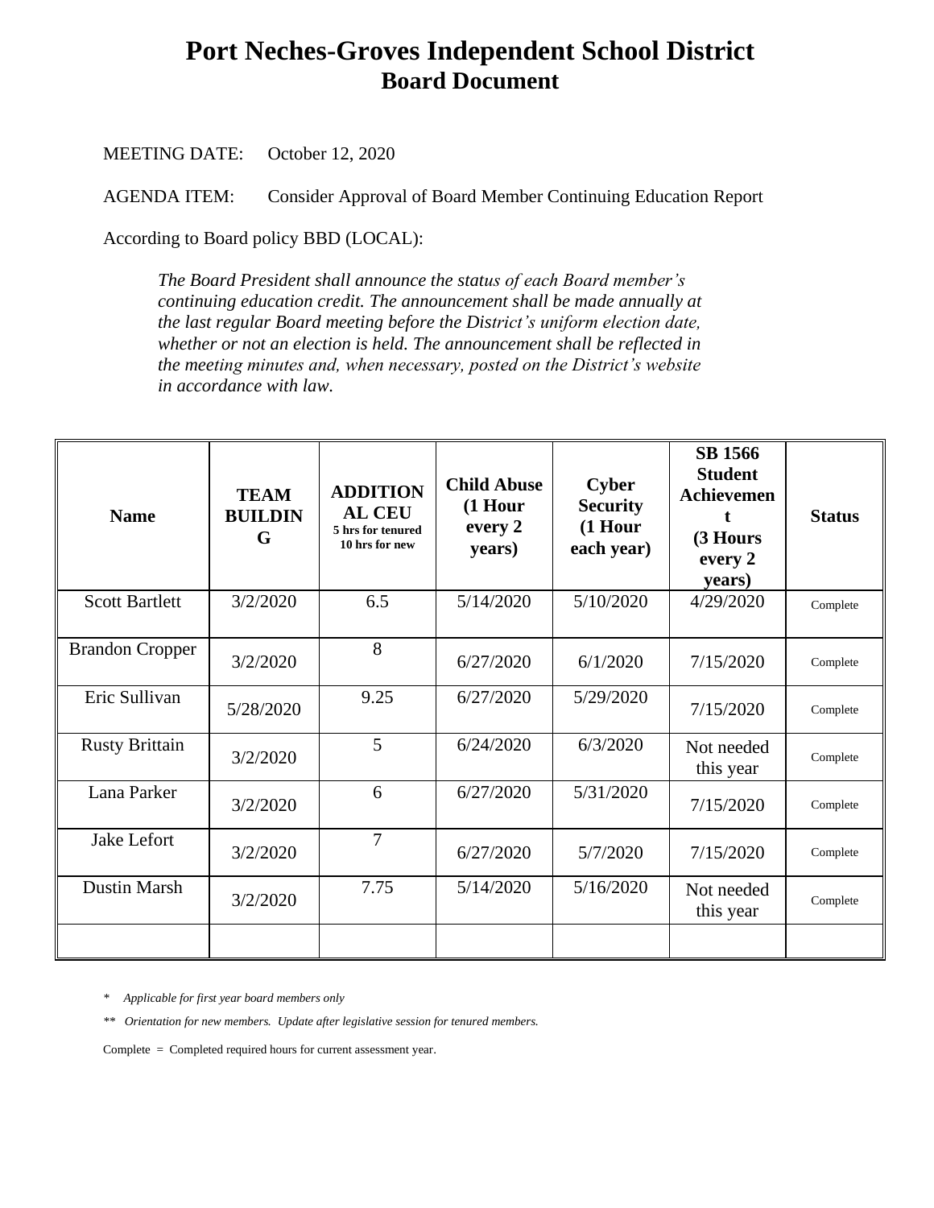# Port Neches-Groves Independent School District
## Board Document

MEETING DATE: October 12, 2020

AGENDA ITEM: Consider Approval of Board Member Continuing Education Report

According to Board policy BBD (LOCAL):

*The Board President shall announce the status of each Board member's continuing education credit. The announcement shall be made annually at the last regular Board meeting before the District's uniform election date, whether or not an election is held. The announcement shall be reflected in the meeting minutes and, when necessary, posted on the District's website in accordance with law.*

| Name | TEAM BUILDING | ADDITIONAL CEU 5 hrs for tenured 10 hrs for new | Child Abuse (1 Hour every 2 years) | Cyber Security (1 Hour each year) | SB 1566 Student Achievement (3 Hours every 2 years) | Status |
|---|---|---|---|---|---|---|
| Scott Bartlett | 3/2/2020 | 6.5 | 5/14/2020 | 5/10/2020 | 4/29/2020 | Complete |
| Brandon Cropper | 3/2/2020 | 8 | 6/27/2020 | 6/1/2020 | 7/15/2020 | Complete |
| Eric Sullivan | 5/28/2020 | 9.25 | 6/27/2020 | 5/29/2020 | 7/15/2020 | Complete |
| Rusty Brittain | 3/2/2020 | 5 | 6/24/2020 | 6/3/2020 | Not needed this year | Complete |
| Lana Parker | 3/2/2020 | 6 | 6/27/2020 | 5/31/2020 | 7/15/2020 | Complete |
| Jake Lefort | 3/2/2020 | 7 | 6/27/2020 | 5/7/2020 | 7/15/2020 | Complete |
| Dustin Marsh | 3/2/2020 | 7.75 | 5/14/2020 | 5/16/2020 | Not needed this year | Complete |
| | | | | | | |

\* *Applicable for first year board members only*

\*\* *Orientation for new members. Update after legislative session for tenured members.*

Complete = Completed required hours for current assessment year.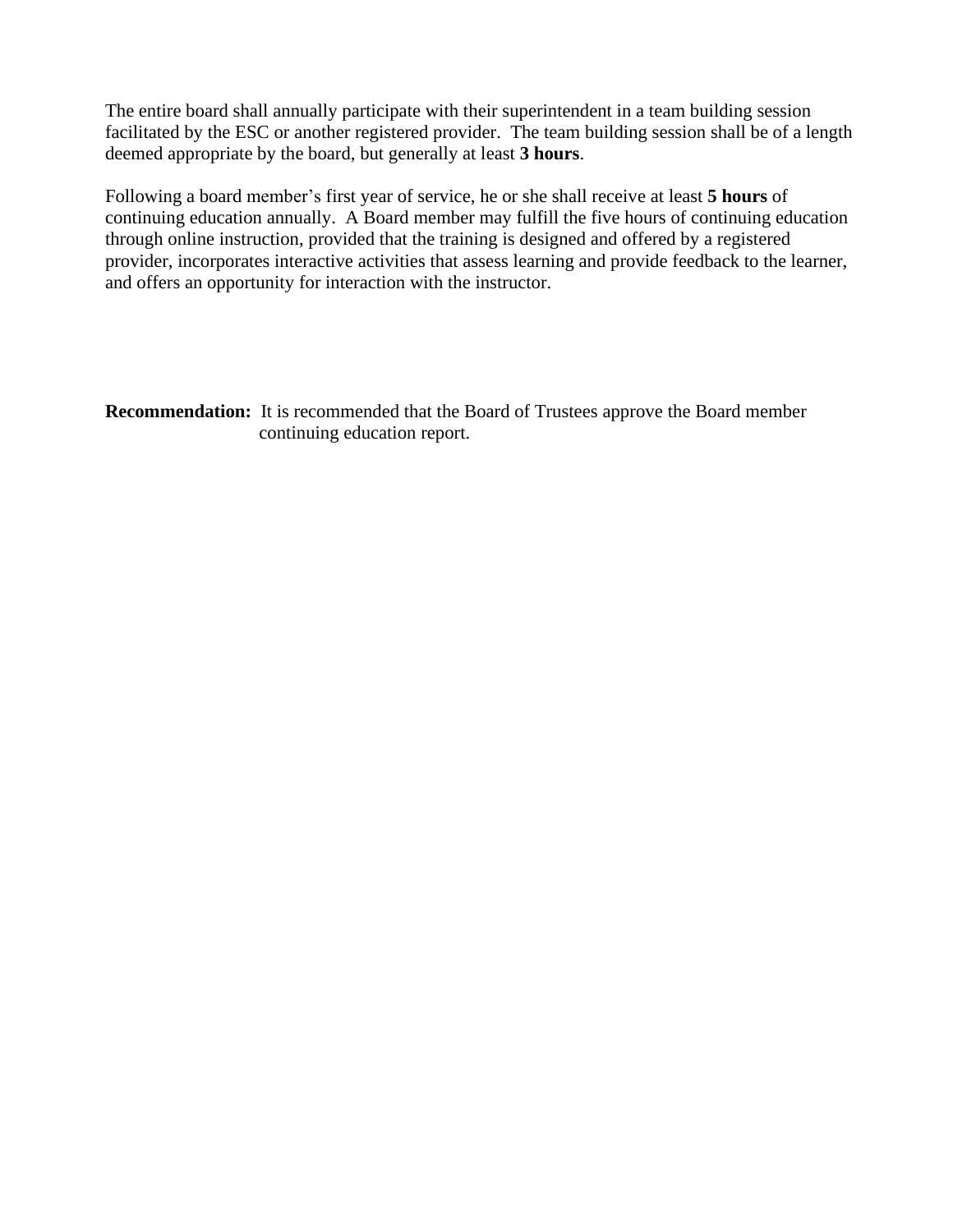The entire board shall annually participate with their superintendent in a team building session facilitated by the ESC or another registered provider. The team building session shall be of a length deemed appropriate by the board, but generally at least **3 hours**.

Following a board member's first year of service, he or she shall receive at least **5 hours** of continuing education annually. A Board member may fulfill the five hours of continuing education through online instruction, provided that the training is designed and offered by a registered provider, incorporates interactive activities that assess learning and provide feedback to the learner, and offers an opportunity for interaction with the instructor.

**Recommendation:** It is recommended that the Board of Trustees approve the Board member continuing education report.